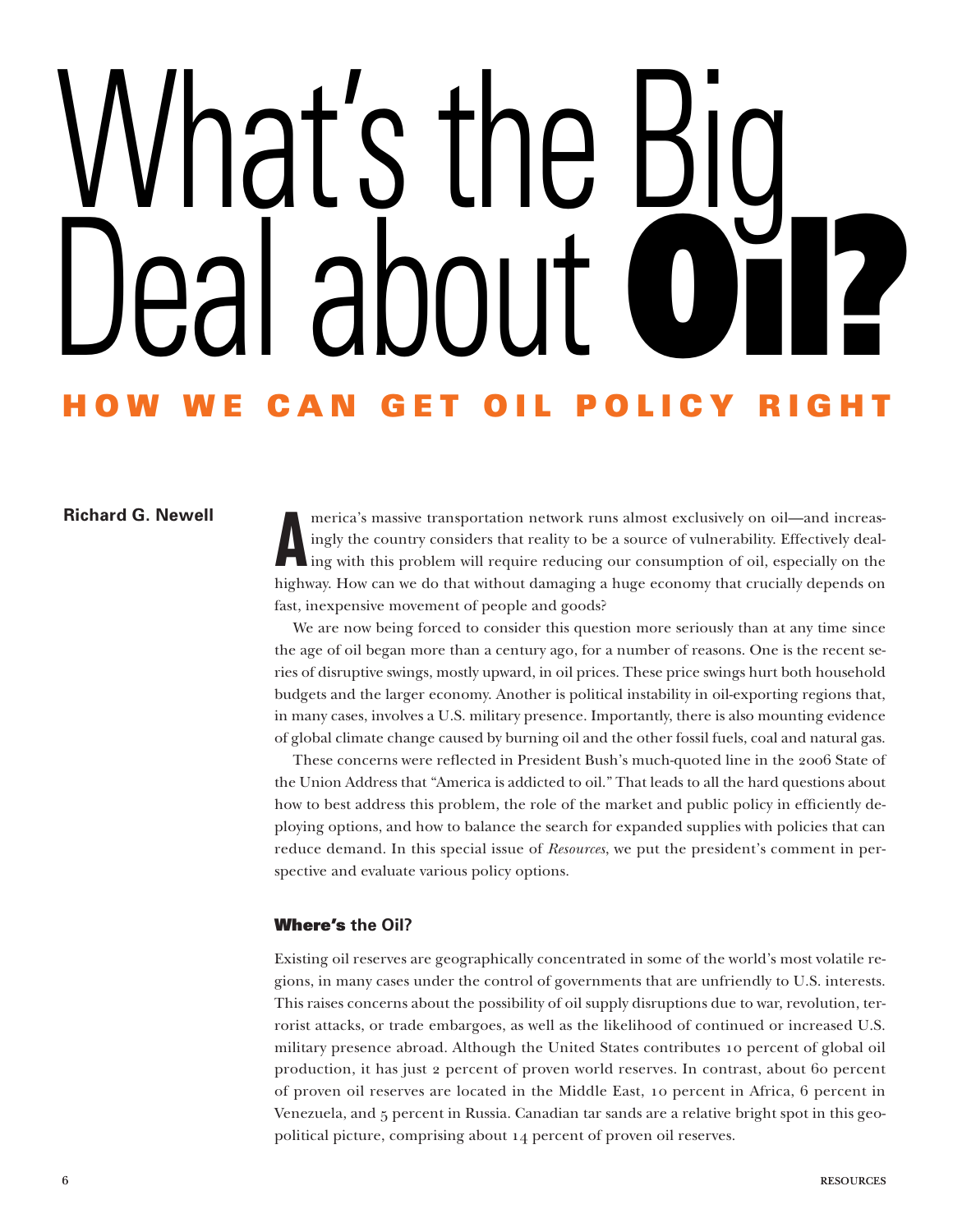# What's the Big Deal about Oil?

## HOW WE CAN GET OIL POLICY RIGHT

**Richard G. Newell**

America's massive transportation network runs almost exclusively on oil—and increasingly the country considers that reality to be a source of vulnerability. Effectively dealing with this problem will require reducing our consumption of oil, especially on the highway. How can we do that without damaging a huge economy that crucially depends on fast, inexpensive movement of people and goods?

We are now being forced to consider this question more seriously than at any time since the age of oil began more than a century ago, for a number of reasons. One is the recent series of disruptive swings, mostly upward, in oil prices. These price swings hurt both household budgets and the larger economy. Another is political instability in oil-exporting regions that, in many cases, involves a U.S. military presence. Importantly, there is also mounting evidence of global climate change caused by burning oil and the other fossil fuels, coal and natural gas.

These concerns were reflected in President Bush's much-quoted line in the 2006 State of the Union Address that "America is addicted to oil." That leads to all the hard questions about how to best address this problem, the role of the market and public policy in efficiently deploying options, and how to balance the search for expanded supplies with policies that can reduce demand. In this special issue of *Resources*, we put the president's comment in perspective and evaluate various policy options.

### Where's the Oil?

Existing oil reserves are geographically concentrated in some of the world's most volatile regions, in many cases under the control of governments that are unfriendly to U.S. interests. This raises concerns about the possibility of oil supply disruptions due to war, revolution, terrorist attacks, or trade embargoes, as well as the likelihood of continued or increased U.S. military presence abroad. Although the United States contributes 10 percent of global oil production, it has just 2 percent of proven world reserves. In contrast, about 60 percent of proven oil reserves are located in the Middle East, 10 percent in Africa, 6 percent in Venezuela, and 5 percent in Russia. Canadian tar sands are a relative bright spot in this geopolitical picture, comprising about 14 percent of proven oil reserves.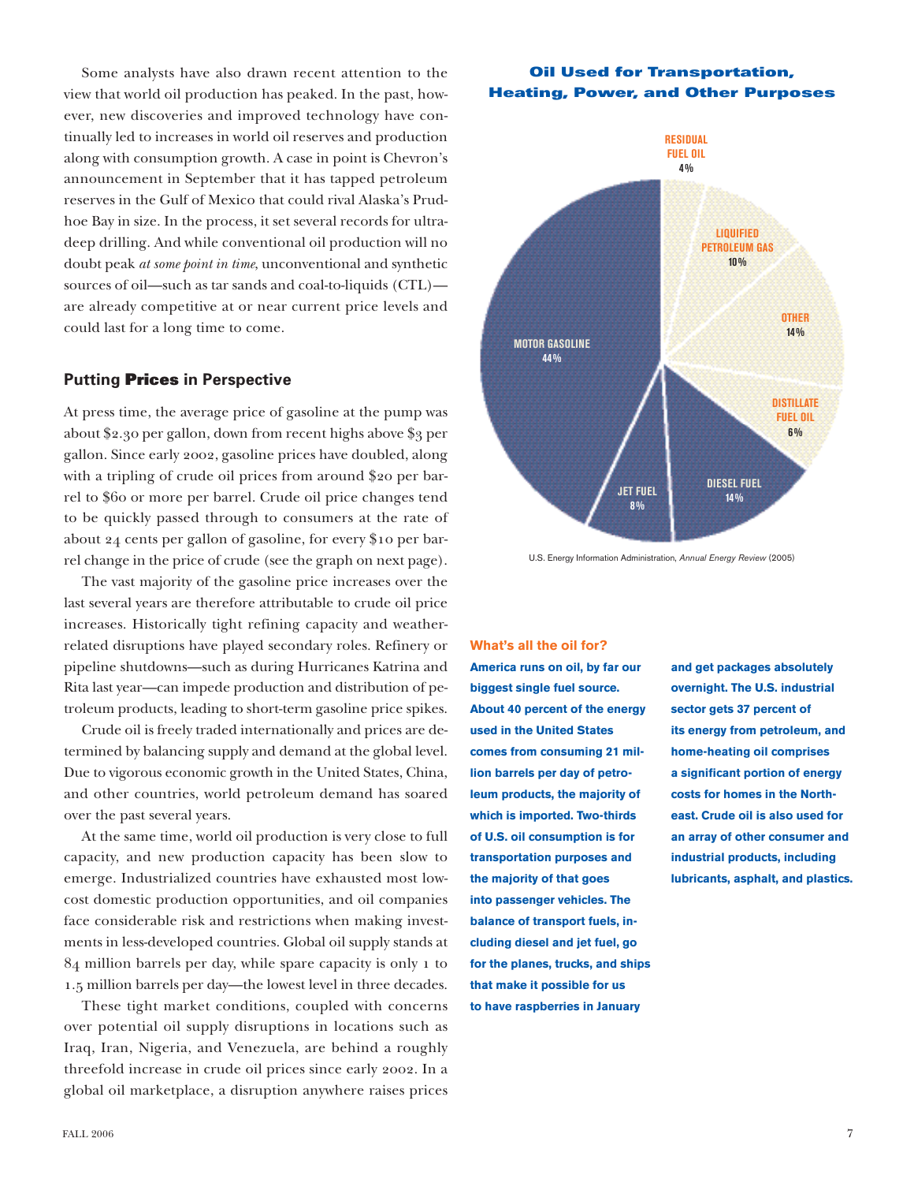Some analysts have also drawn recent attention to the view that world oil production has peaked. In the past, however, new discoveries and improved technology have continually led to increases in world oil reserves and production along with consumption growth. A case in point is Chevron's announcement in September that it has tapped petroleum reserves in the Gulf of Mexico that could rival Alaska's Prudhoe Bay in size. In the process, it set several records for ultra-deep drilling. And while conventional oil production will no doubt peak *at some point in time*, unconventional and synthetic sources of oil—such as tar sands and coal-to-liquids (CTL)—are already competitive at or near current price levels and could last for a long time to come.

## Putting **Prices** in Perspective

At press time, the average price of gasoline at the pump was about $2.30 per gallon, down from recent highs above $3 per gallon. Since early 2002, gasoline prices have doubled, along with a tripling of crude oil prices from around $20 per barrel to $60 or more per barrel. Crude oil price changes tend to be quickly passed through to consumers at the rate of about 24 cents per gallon of gasoline, for every $10 per barrel change in the price of crude (see the graph on next page).

The vast majority of the gasoline price increases over the last several years are therefore attributable to crude oil price increases. Historically tight refining capacity and weather-related disruptions have played secondary roles. Refinery or pipeline shutdowns—such as during Hurricanes Katrina and Rita last year—can impede production and distribution of petroleum products, leading to short-term gasoline price spikes.

Crude oil is freely traded internationally and prices are determined by balancing supply and demand at the global level. Due to vigorous economic growth in the United States, China, and other countries, world petroleum demand has soared over the past several years.

At the same time, world oil production is very close to full capacity, and new production capacity has been slow to emerge. Industrialized countries have exhausted most low-cost domestic production opportunities, and oil companies face considerable risk and restrictions when making investments in less-developed countries. Global oil supply stands at 84 million barrels per day, while spare capacity is only 1 to 1.5 million barrels per day—the lowest level in three decades.

These tight market conditions, coupled with concerns over potential oil supply disruptions in locations such as Iraq, Iran, Nigeria, and Venezuela, are behind a roughly threefold increase in crude oil prices since early 2002. In a global oil marketplace, a disruption anywhere raises prices

### Oil Used for Transportation, Heating, Power, and Other Purposes

| Category | Share |
|---|---|
| Motor Gasoline | 44% |
| Diesel Fuel | 14% |
| Jet Fuel | 8% |
| Distillate Fuel Oil | 6% |
| Other | 14% |
| Liquified Petroleum Gas | 10% |
| Residual Fuel Oil | 4% |

U.S. Energy Information Administration, *Annual Energy Review* (2005)

**What's all the oil for?**

**America runs on oil, by far our biggest single fuel source. About 40 percent of the energy used in the United States comes from consuming 21 million barrels per day of petroleum products, the majority of which is imported. Two-thirds of U.S. oil consumption is for transportation purposes and the majority of that goes into passenger vehicles. The balance of transport fuels, including diesel and jet fuel, go for the planes, trucks, and ships that make it possible for us to have raspberries in January and get packages absolutely overnight. The U.S. industrial sector gets 37 percent of its energy from petroleum, and home-heating oil comprises a significant portion of energy costs for homes in the Northeast. Crude oil is also used for an array of other consumer and industrial products, including lubricants, asphalt, and plastics.**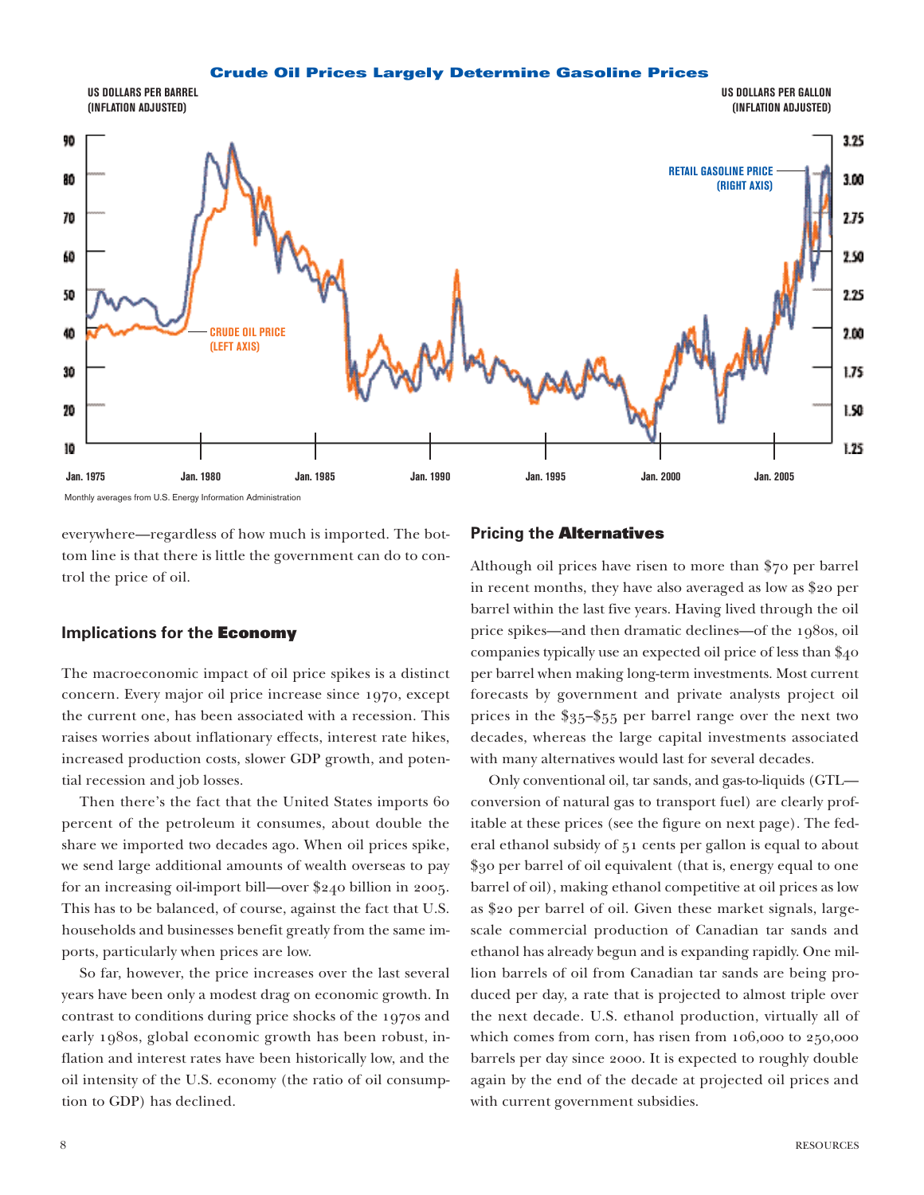**Crude Oil Prices Largely Determine Gasoline Prices**

US DOLLARS PER BARREL (INFLATION ADJUSTED)

US DOLLARS PER GALLON (INFLATION ADJUSTED)

RETAIL GASOLINE PRICE (RIGHT AXIS)

CRUDE OIL PRICE (LEFT AXIS)

Monthly averages from U.S. Energy Information Administration

everywhere—regardless of how much is imported. The bottom line is that there is little the government can do to control the price of oil.

## Implications for the **Economy**

The macroeconomic impact of oil price spikes is a distinct concern. Every major oil price increase since 1970, except the current one, has been associated with a recession. This raises worries about inflationary effects, interest rate hikes, increased production costs, slower GDP growth, and potential recession and job losses.

Then there's the fact that the United States imports 60 percent of the petroleum it consumes, about double the share we imported two decades ago. When oil prices spike, we send large additional amounts of wealth overseas to pay for an increasing oil-import bill—over $240 billion in 2005. This has to be balanced, of course, against the fact that U.S. households and businesses benefit greatly from the same imports, particularly when prices are low.

So far, however, the price increases over the last several years have been only a modest drag on economic growth. In contrast to conditions during price shocks of the 1970s and early 1980s, global economic growth has been robust, inflation and interest rates have been historically low, and the oil intensity of the U.S. economy (the ratio of oil consumption to GDP) has declined.

## Pricing the **Alternatives**

Although oil prices have risen to more than $70 per barrel in recent months, they have also averaged as low as $20 per barrel within the last five years. Having lived through the oil price spikes—and then dramatic declines—of the 1980s, oil companies typically use an expected oil price of less than $40 per barrel when making long-term investments. Most current forecasts by government and private analysts project oil prices in the $35–$55 per barrel range over the next two decades, whereas the large capital investments associated with many alternatives would last for several decades.

Only conventional oil, tar sands, and gas-to-liquids (GTL—conversion of natural gas to transport fuel) are clearly profitable at these prices (see the figure on next page). The federal ethanol subsidy of 51 cents per gallon is equal to about $30 per barrel of oil equivalent (that is, energy equal to one barrel of oil), making ethanol competitive at oil prices as low as $20 per barrel of oil. Given these market signals, large-scale commercial production of Canadian tar sands and ethanol has already begun and is expanding rapidly. One million barrels of oil from Canadian tar sands are being produced per day, a rate that is projected to almost triple over the next decade. U.S. ethanol production, virtually all of which comes from corn, has risen from 106,000 to 250,000 barrels per day since 2000. It is expected to roughly double again by the end of the decade at projected oil prices and with current government subsidies.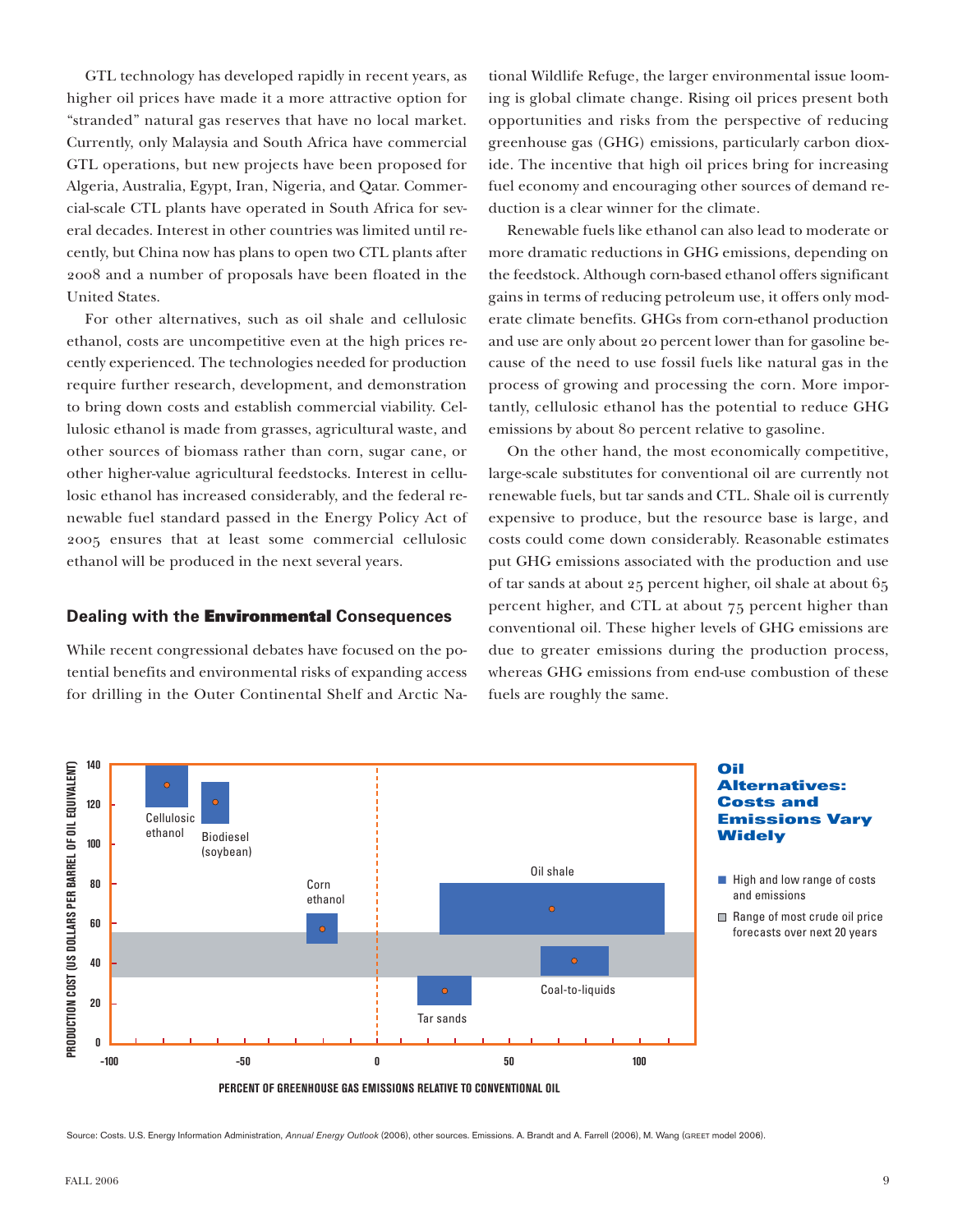GTL technology has developed rapidly in recent years, as higher oil prices have made it a more attractive option for "stranded" natural gas reserves that have no local market. Currently, only Malaysia and South Africa have commercial GTL operations, but new projects have been proposed for Algeria, Australia, Egypt, Iran, Nigeria, and Qatar. Commercial-scale CTL plants have operated in South Africa for several decades. Interest in other countries was limited until recently, but China now has plans to open two CTL plants after 2008 and a number of proposals have been floated in the United States.

For other alternatives, such as oil shale and cellulosic ethanol, costs are uncompetitive even at the high prices recently experienced. The technologies needed for production require further research, development, and demonstration to bring down costs and establish commercial viability. Cellulosic ethanol is made from grasses, agricultural waste, and other sources of biomass rather than corn, sugar cane, or other higher-value agricultural feedstocks. Interest in cellulosic ethanol has increased considerably, and the federal renewable fuel standard passed in the Energy Policy Act of 2005 ensures that at least some commercial cellulosic ethanol will be produced in the next several years.

## Dealing with the **Environmental** Consequences

While recent congressional debates have focused on the potential benefits and environmental risks of expanding access for drilling in the Outer Continental Shelf and Arctic National Wildlife Refuge, the larger environmental issue looming is global climate change. Rising oil prices present both opportunities and risks from the perspective of reducing greenhouse gas (GHG) emissions, particularly carbon dioxide. The incentive that high oil prices bring for increasing fuel economy and encouraging other sources of demand reduction is a clear winner for the climate.

Renewable fuels like ethanol can also lead to moderate or more dramatic reductions in GHG emissions, depending on the feedstock. Although corn-based ethanol offers significant gains in terms of reducing petroleum use, it offers only moderate climate benefits. GHGs from corn-ethanol production and use are only about 20 percent lower than for gasoline because of the need to use fossil fuels like natural gas in the process of growing and processing the corn. More importantly, cellulosic ethanol has the potential to reduce GHG emissions by about 80 percent relative to gasoline.

On the other hand, the most economically competitive, large-scale substitutes for conventional oil are currently not renewable fuels, but tar sands and CTL. Shale oil is currently expensive to produce, but the resource base is large, and costs could come down considerably. Reasonable estimates put GHG emissions associated with the production and use of tar sands at about 25 percent higher, oil shale at about 65 percent higher, and CTL at about 75 percent higher than conventional oil. These higher levels of GHG emissions are due to greater emissions during the production process, whereas GHG emissions from end-use combustion of these fuels are roughly the same.

**Oil Alternatives: Costs and Emissions Vary Widely**

Source: Costs. U.S. Energy Information Administration, *Annual Energy Outlook* (2006), other sources. Emissions. A. Brandt and A. Farrell (2006), M. Wang (GREET model 2006).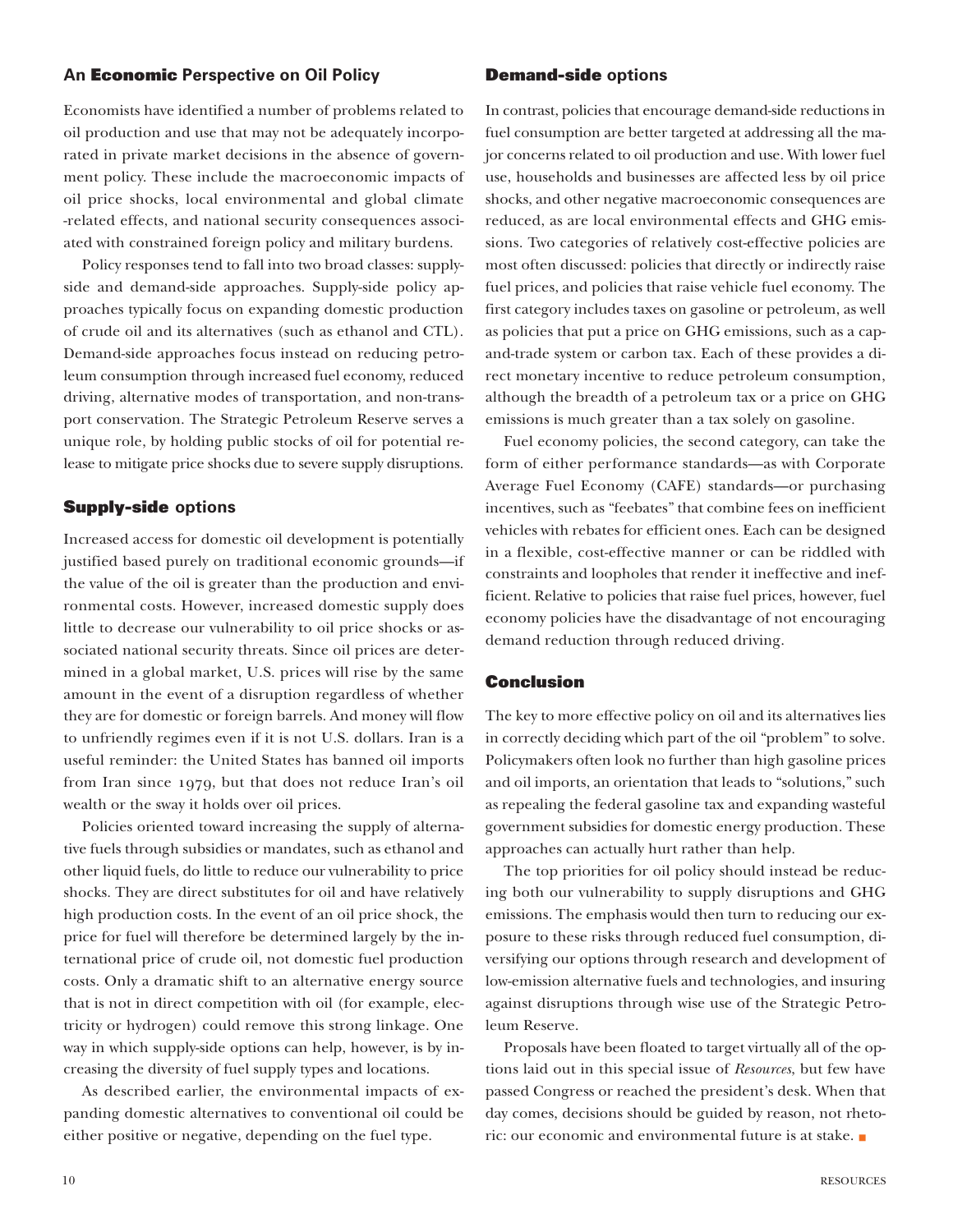## An **Economic** Perspective on Oil Policy

Economists have identified a number of problems related to oil production and use that may not be adequately incorporated in private market decisions in the absence of government policy. These include the macroeconomic impacts of oil price shocks, local environmental and global climate-related effects, and national security consequences associated with constrained foreign policy and military burdens.

Policy responses tend to fall into two broad classes: supply-side and demand-side approaches. Supply-side policy approaches typically focus on expanding domestic production of crude oil and its alternatives (such as ethanol and CTL). Demand-side approaches focus instead on reducing petroleum consumption through increased fuel economy, reduced driving, alternative modes of transportation, and non-transport conservation. The Strategic Petroleum Reserve serves a unique role, by holding public stocks of oil for potential release to mitigate price shocks due to severe supply disruptions.

### **Supply-side** options

Increased access for domestic oil development is potentially justified based purely on traditional economic grounds—if the value of the oil is greater than the production and environmental costs. However, increased domestic supply does little to decrease our vulnerability to oil price shocks or associated national security threats. Since oil prices are determined in a global market, U.S. prices will rise by the same amount in the event of a disruption regardless of whether they are for domestic or foreign barrels. And money will flow to unfriendly regimes even if it is not U.S. dollars. Iran is a useful reminder: the United States has banned oil imports from Iran since 1979, but that does not reduce Iran's oil wealth or the sway it holds over oil prices.

Policies oriented toward increasing the supply of alternative fuels through subsidies or mandates, such as ethanol and other liquid fuels, do little to reduce our vulnerability to price shocks. They are direct substitutes for oil and have relatively high production costs. In the event of an oil price shock, the price for fuel will therefore be determined largely by the international price of crude oil, not domestic fuel production costs. Only a dramatic shift to an alternative energy source that is not in direct competition with oil (for example, electricity or hydrogen) could remove this strong linkage. One way in which supply-side options can help, however, is by increasing the diversity of fuel supply types and locations.

As described earlier, the environmental impacts of expanding domestic alternatives to conventional oil could be either positive or negative, depending on the fuel type.

### **Demand-side** options

In contrast, policies that encourage demand-side reductions in fuel consumption are better targeted at addressing all the major concerns related to oil production and use. With lower fuel use, households and businesses are affected less by oil price shocks, and other negative macroeconomic consequences are reduced, as are local environmental effects and GHG emissions. Two categories of relatively cost-effective policies are most often discussed: policies that directly or indirectly raise fuel prices, and policies that raise vehicle fuel economy. The first category includes taxes on gasoline or petroleum, as well as policies that put a price on GHG emissions, such as a cap-and-trade system or carbon tax. Each of these provides a direct monetary incentive to reduce petroleum consumption, although the breadth of a petroleum tax or a price on GHG emissions is much greater than a tax solely on gasoline.

Fuel economy policies, the second category, can take the form of either performance standards—as with Corporate Average Fuel Economy (CAFE) standards—or purchasing incentives, such as "feebates" that combine fees on inefficient vehicles with rebates for efficient ones. Each can be designed in a flexible, cost-effective manner or can be riddled with constraints and loopholes that render it ineffective and inefficient. Relative to policies that raise fuel prices, however, fuel economy policies have the disadvantage of not encouraging demand reduction through reduced driving.

### **Conclusion**

The key to more effective policy on oil and its alternatives lies in correctly deciding which part of the oil "problem" to solve. Policymakers often look no further than high gasoline prices and oil imports, an orientation that leads to "solutions," such as repealing the federal gasoline tax and expanding wasteful government subsidies for domestic energy production. These approaches can actually hurt rather than help.

The top priorities for oil policy should instead be reducing both our vulnerability to supply disruptions and GHG emissions. The emphasis would then turn to reducing our exposure to these risks through reduced fuel consumption, diversifying our options through research and development of low-emission alternative fuels and technologies, and insuring against disruptions through wise use of the Strategic Petroleum Reserve.

Proposals have been floated to target virtually all of the options laid out in this special issue of *Resources*, but few have passed Congress or reached the president's desk. When that day comes, decisions should be guided by reason, not rhetoric: our economic and environmental future is at stake. ■